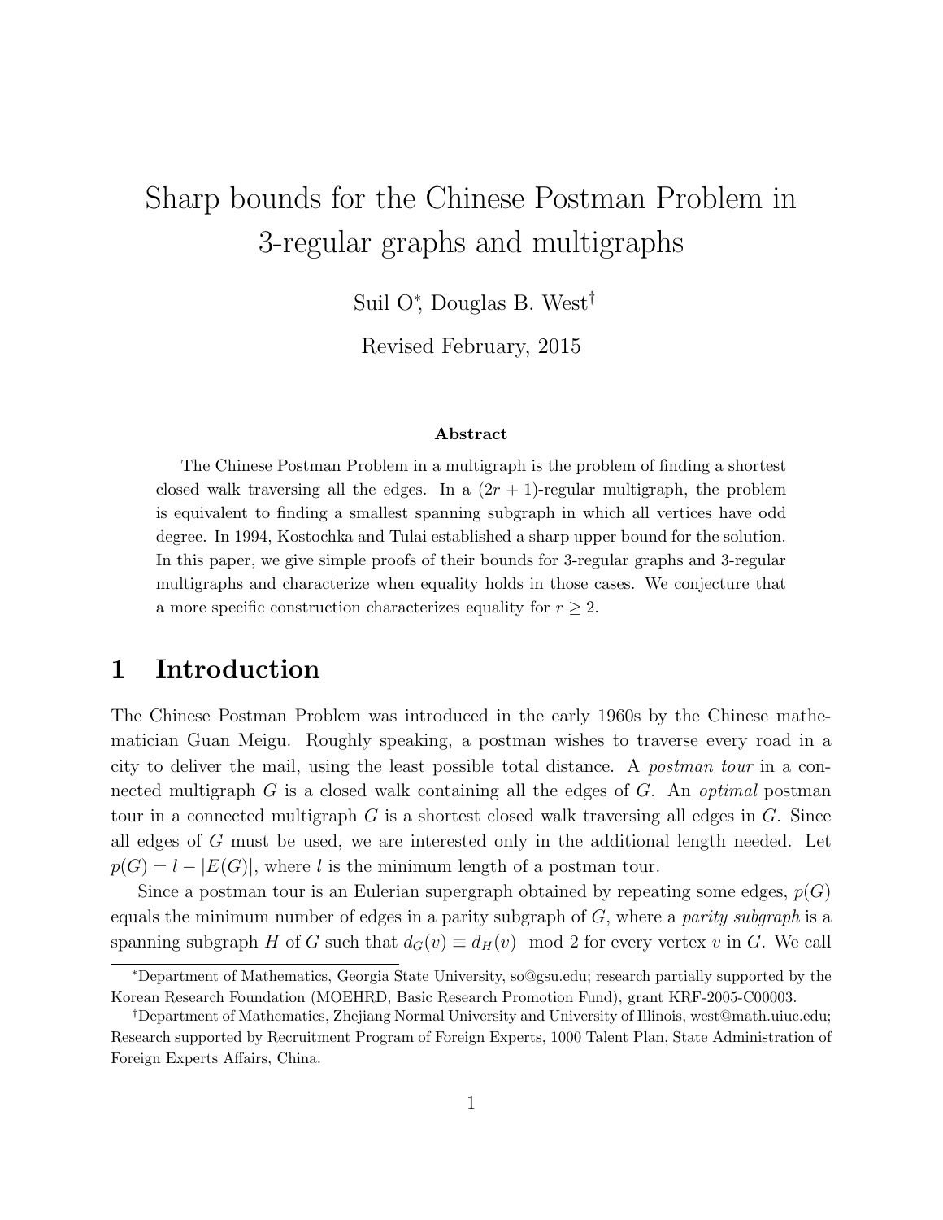# Sharp bounds for the Chinese Postman Problem in 3-regular graphs and multigraphs

Suil O[*], Douglas B. West[†]

Revised February, 2015

### Abstract

The Chinese Postman Problem in a multigraph is the problem of finding a shortest closed walk traversing all the edges. In a $(2r+1)$-regular multigraph, the problem is equivalent to finding a smallest spanning subgraph in which all vertices have odd degree. In 1994, Kostochka and Tulai established a sharp upper bound for the solution. In this paper, we give simple proofs of their bounds for 3-regular graphs and 3-regular multigraphs and characterize when equality holds in those cases. We conjecture that a more specific construction characterizes equality for $r \geq 2$.

## 1 Introduction

The Chinese Postman Problem was introduced in the early 1960s by the Chinese mathematician Guan Meigu. Roughly speaking, a postman wishes to traverse every road in a city to deliver the mail, using the least possible total distance. A *postman tour* in a connected multigraph $G$ is a closed walk containing all the edges of $G$. An *optimal* postman tour in a connected multigraph $G$ is a shortest closed walk traversing all edges in $G$. Since all edges of $G$ must be used, we are interested only in the additional length needed. Let $p(G) = l - |E(G)|$, where $l$ is the minimum length of a postman tour.

Since a postman tour is an Eulerian supergraph obtained by repeating some edges, $p(G)$ equals the minimum number of edges in a parity subgraph of $G$, where a *parity subgraph* is a spanning subgraph $H$ of $G$ such that $d_G(v) \equiv d_H(v) \mod 2$ for every vertex $v$ in $G$. We call

---

[*] Department of Mathematics, Georgia State University, so@gsu.edu; research partially supported by the Korean Research Foundation (MOEHRD, Basic Research Promotion Fund), grant KRF-2005-C00003.

[†] Department of Mathematics, Zhejiang Normal University and University of Illinois, west@math.uiuc.edu; Research supported by Recruitment Program of Foreign Experts, 1000 Talent Plan, State Administration of Foreign Experts Affairs, China.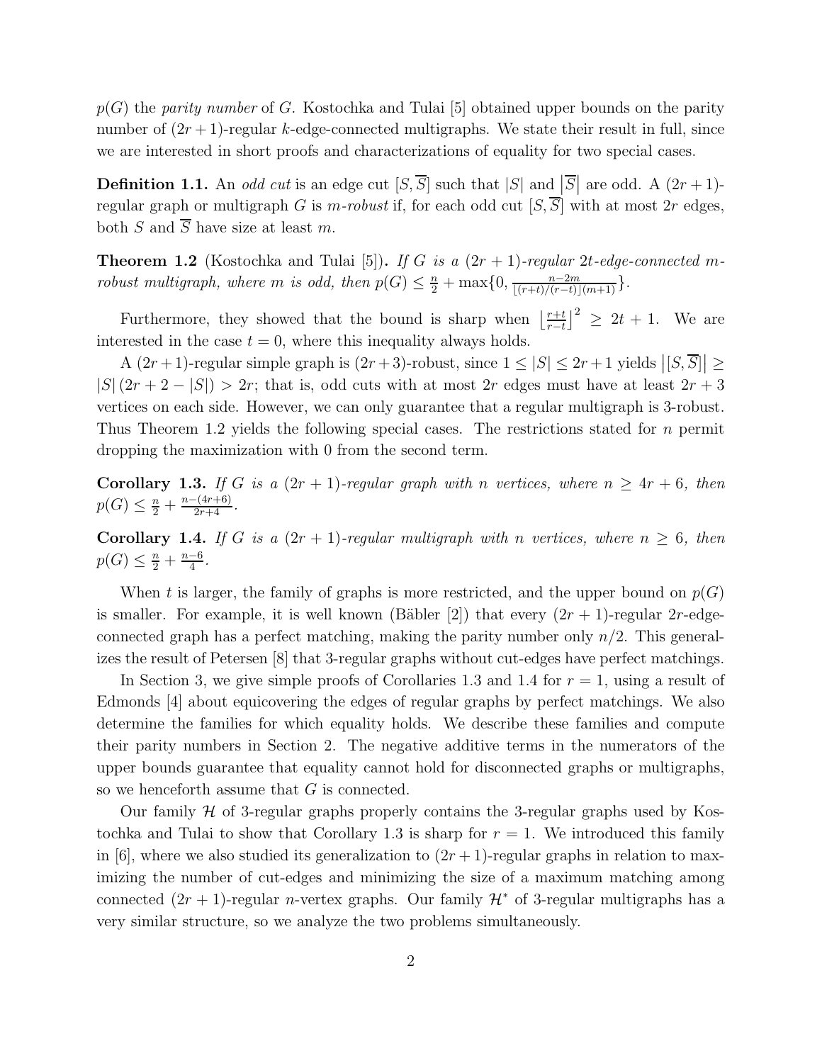$p(G)$ the *parity number* of $G$. Kostochka and Tulai [5] obtained upper bounds on the parity number of $(2r+1)$-regular $k$-edge-connected multigraphs. We state their result in full, since we are interested in short proofs and characterizations of equality for two special cases.

**Definition 1.1.** An *odd cut* is an edge cut $[S,\overline{S}]$ such that $|S|$ and $\left|\overline{S}\right|$ are odd. A $(2r+1)$-regular graph or multigraph $G$ is *$m$-robust* if, for each odd cut $[S,\overline{S}]$ with at most $2r$ edges, both $S$ and $\overline{S}$ have size at least $m$.

**Theorem 1.2** (Kostochka and Tulai [5])**.** *If $G$ is a $(2r+1)$-regular $2t$-edge-connected $m$-robust multigraph, where $m$ is odd, then $p(G) \le \frac{n}{2} + \max\{0, \frac{n-2m}{\lfloor (r+t)/(r-t) \rfloor (m+1)}\}$.*

Furthermore, they showed that the bound is sharp when $\left\lfloor \frac{r+t}{r-t} \right\rfloor^2 \ge 2t+1$. We are interested in the case $t=0$, where this inequality always holds.

A $(2r+1)$-regular simple graph is $(2r+3)$-robust, since $1 \le |S| \le 2r+1$ yields $\left|[S,\overline{S}]\right| \ge |S|\,(2r+2-|S|) > 2r$; that is, odd cuts with at most $2r$ edges must have at least $2r+3$ vertices on each side. However, we can only guarantee that a regular multigraph is 3-robust. Thus Theorem 1.2 yields the following special cases. The restrictions stated for $n$ permit dropping the maximization with 0 from the second term.

**Corollary 1.3.** *If $G$ is a $(2r+1)$-regular graph with $n$ vertices, where $n \ge 4r+6$, then $p(G) \le \frac{n}{2} + \frac{n-(4r+6)}{2r+4}$.*

**Corollary 1.4.** *If $G$ is a $(2r+1)$-regular multigraph with $n$ vertices, where $n \ge 6$, then $p(G) \le \frac{n}{2} + \frac{n-6}{4}$.*

When $t$ is larger, the family of graphs is more restricted, and the upper bound on $p(G)$ is smaller. For example, it is well known (Bäbler [2]) that every $(2r+1)$-regular $2r$-edge-connected graph has a perfect matching, making the parity number only $n/2$. This generalizes the result of Petersen [8] that 3-regular graphs without cut-edges have perfect matchings.

In Section 3, we give simple proofs of Corollaries 1.3 and 1.4 for $r=1$, using a result of Edmonds [4] about equicovering the edges of regular graphs by perfect matchings. We also determine the families for which equality holds. We describe these families and compute their parity numbers in Section 2. The negative additive terms in the numerators of the upper bounds guarantee that equality cannot hold for disconnected graphs or multigraphs, so we henceforth assume that $G$ is connected.

Our family $\mathcal{H}$ of 3-regular graphs properly contains the 3-regular graphs used by Kostochka and Tulai to show that Corollary 1.3 is sharp for $r=1$. We introduced this family in [6], where we also studied its generalization to $(2r+1)$-regular graphs in relation to maximizing the number of cut-edges and minimizing the size of a maximum matching among connected $(2r+1)$-regular $n$-vertex graphs. Our family $\mathcal{H}^*$ of 3-regular multigraphs has a very similar structure, so we analyze the two problems simultaneously.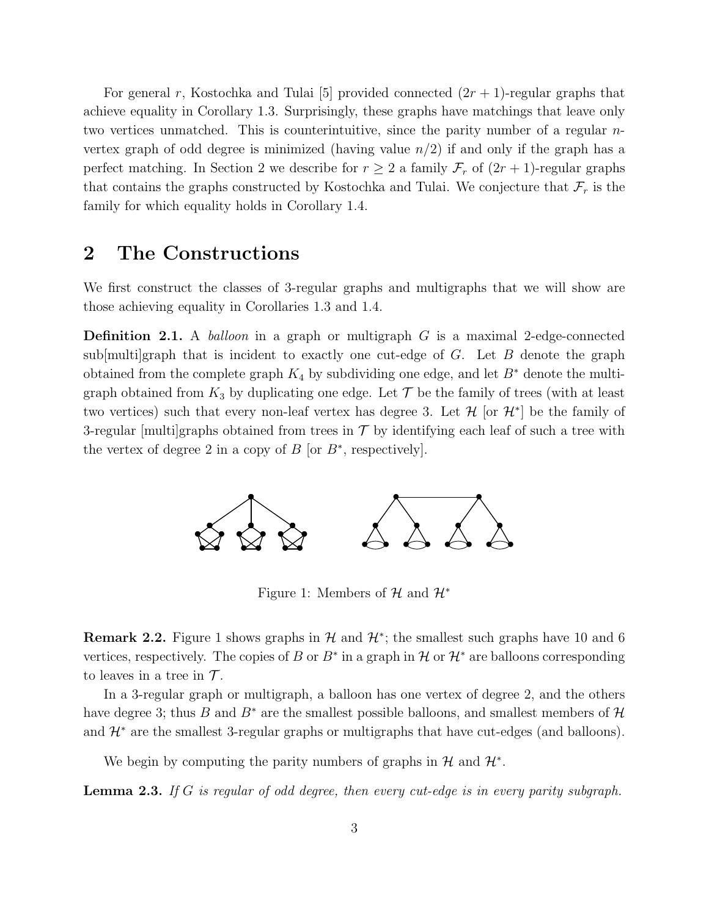For general $r$, Kostochka and Tulai [5] provided connected $(2r+1)$-regular graphs that achieve equality in Corollary 1.3. Surprisingly, these graphs have matchings that leave only two vertices unmatched. This is counterintuitive, since the parity number of a regular $n$-vertex graph of odd degree is minimized (having value $n/2$) if and only if the graph has a perfect matching. In Section 2 we describe for $r \geq 2$ a family $\mathcal{F}_r$ of $(2r+1)$-regular graphs that contains the graphs constructed by Kostochka and Tulai. We conjecture that $\mathcal{F}_r$ is the family for which equality holds in Corollary 1.4.

## 2 The Constructions

We first construct the classes of 3-regular graphs and multigraphs that we will show are those achieving equality in Corollaries 1.3 and 1.4.

**Definition 2.1.** A *balloon* in a graph or multigraph $G$ is a maximal 2-edge-connected sub[multi]graph that is incident to exactly one cut-edge of $G$. Let $B$ denote the graph obtained from the complete graph $K_4$ by subdividing one edge, and let $B^*$ denote the multigraph obtained from $K_3$ by duplicating one edge. Let $\mathcal{T}$ be the family of trees (with at least two vertices) such that every non-leaf vertex has degree 3. Let $\mathcal{H}$ [or $\mathcal{H}^*$] be the family of 3-regular [multi]graphs obtained from trees in $\mathcal{T}$ by identifying each leaf of such a tree with the vertex of degree 2 in a copy of $B$ [or $B^*$, respectively].

Figure 1: Members of $\mathcal{H}$ and $\mathcal{H}^*$

**Remark 2.2.** Figure 1 shows graphs in $\mathcal{H}$ and $\mathcal{H}^*$; the smallest such graphs have 10 and 6 vertices, respectively. The copies of $B$ or $B^*$ in a graph in $\mathcal{H}$ or $\mathcal{H}^*$ are balloons corresponding to leaves in a tree in $\mathcal{T}$.

In a 3-regular graph or multigraph, a balloon has one vertex of degree 2, and the others have degree 3; thus $B$ and $B^*$ are the smallest possible balloons, and smallest members of $\mathcal{H}$ and $\mathcal{H}^*$ are the smallest 3-regular graphs or multigraphs that have cut-edges (and balloons).

We begin by computing the parity numbers of graphs in $\mathcal{H}$ and $\mathcal{H}^*$.

**Lemma 2.3.** *If $G$ is regular of odd degree, then every cut-edge is in every parity subgraph.*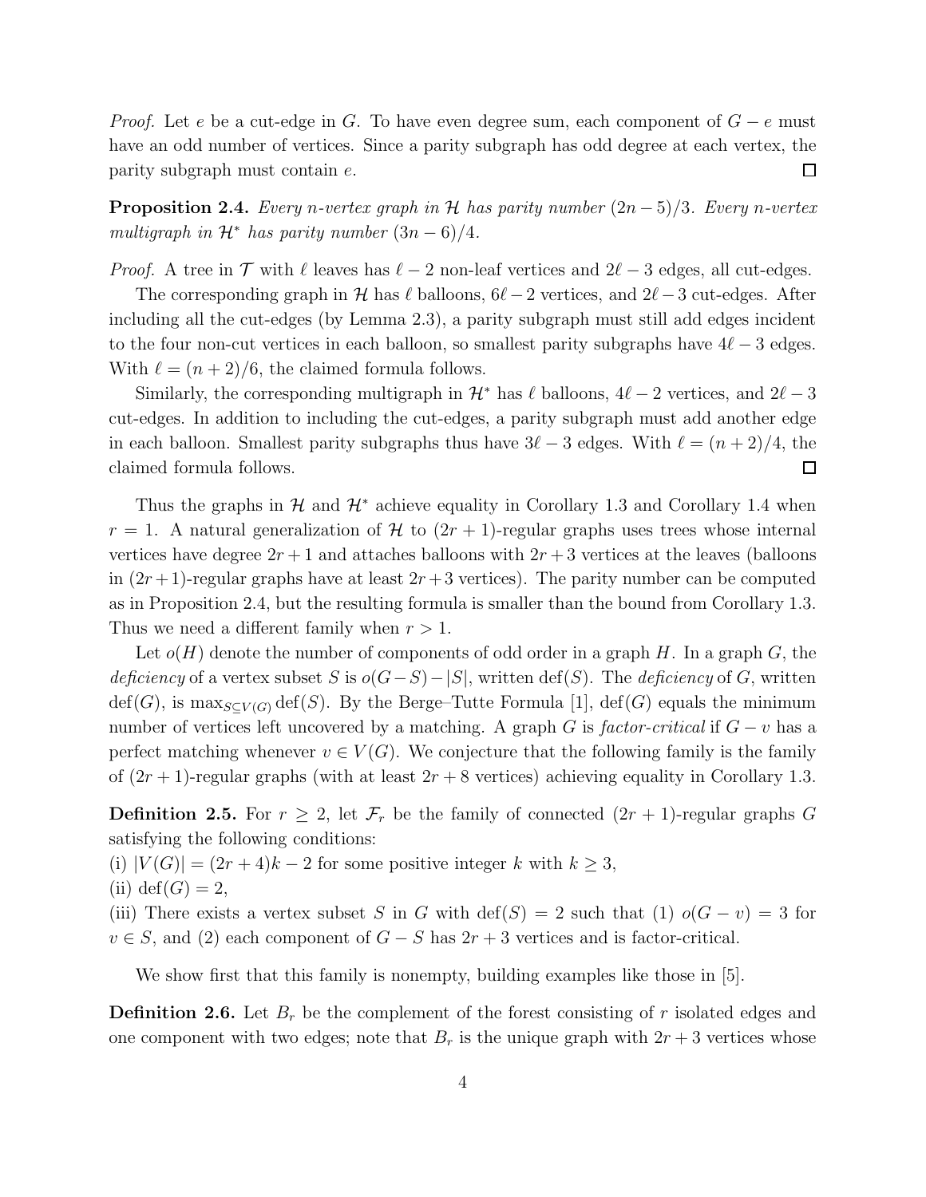*Proof.* Let $e$ be a cut-edge in $G$. To have even degree sum, each component of $G - e$ must have an odd number of vertices. Since a parity subgraph has odd degree at each vertex, the parity subgraph must contain $e$. □

**Proposition 2.4.** *Every $n$-vertex graph in $\mathcal{H}$ has parity number $(2n-5)/3$. Every $n$-vertex multigraph in $\mathcal{H}^*$ has parity number $(3n-6)/4$.*

*Proof.* A tree in $\mathcal{T}$ with $\ell$ leaves has $\ell - 2$ non-leaf vertices and $2\ell - 3$ edges, all cut-edges.

The corresponding graph in $\mathcal{H}$ has $\ell$ balloons, $6\ell - 2$ vertices, and $2\ell - 3$ cut-edges. After including all the cut-edges (by Lemma 2.3), a parity subgraph must still add edges incident to the four non-cut vertices in each balloon, so smallest parity subgraphs have $4\ell - 3$ edges. With $\ell = (n + 2)/6$, the claimed formula follows.

Similarly, the corresponding multigraph in $\mathcal{H}^*$ has $\ell$ balloons, $4\ell - 2$ vertices, and $2\ell - 3$ cut-edges. In addition to including the cut-edges, a parity subgraph must add another edge in each balloon. Smallest parity subgraphs thus have $3\ell - 3$ edges. With $\ell = (n + 2)/4$, the claimed formula follows. □

Thus the graphs in $\mathcal{H}$ and $\mathcal{H}^*$ achieve equality in Corollary 1.3 and Corollary 1.4 when $r = 1$. A natural generalization of $\mathcal{H}$ to $(2r + 1)$-regular graphs uses trees whose internal vertices have degree $2r + 1$ and attaches balloons with $2r + 3$ vertices at the leaves (balloons in $(2r+1)$-regular graphs have at least $2r+3$ vertices). The parity number can be computed as in Proposition 2.4, but the resulting formula is smaller than the bound from Corollary 1.3. Thus we need a different family when $r > 1$.

Let $o(H)$ denote the number of components of odd order in a graph $H$. In a graph $G$, the *deficiency* of a vertex subset $S$ is $o(G-S)-|S|$, written $\text{def}(S)$. The *deficiency* of $G$, written $\text{def}(G)$, is $\max_{S\subseteq V(G)} \text{def}(S)$. By the Berge–Tutte Formula [1], $\text{def}(G)$ equals the minimum number of vertices left uncovered by a matching. A graph $G$ is *factor-critical* if $G - v$ has a perfect matching whenever $v \in V(G)$. We conjecture that the following family is the family of $(2r + 1)$-regular graphs (with at least $2r + 8$ vertices) achieving equality in Corollary 1.3.

**Definition 2.5.** For $r \geq 2$, let $\mathcal{F}_r$ be the family of connected $(2r + 1)$-regular graphs $G$ satisfying the following conditions:
(i) $|V(G)| = (2r + 4)k - 2$ for some positive integer $k$ with $k \geq 3$,
(ii) $\text{def}(G) = 2$,
(iii) There exists a vertex subset $S$ in $G$ with $\text{def}(S) = 2$ such that (1) $o(G - v) = 3$ for $v \in S$, and (2) each component of $G - S$ has $2r + 3$ vertices and is factor-critical.

We show first that this family is nonempty, building examples like those in [5].

**Definition 2.6.** Let $B_r$ be the complement of the forest consisting of $r$ isolated edges and one component with two edges; note that $B_r$ is the unique graph with $2r + 3$ vertices whose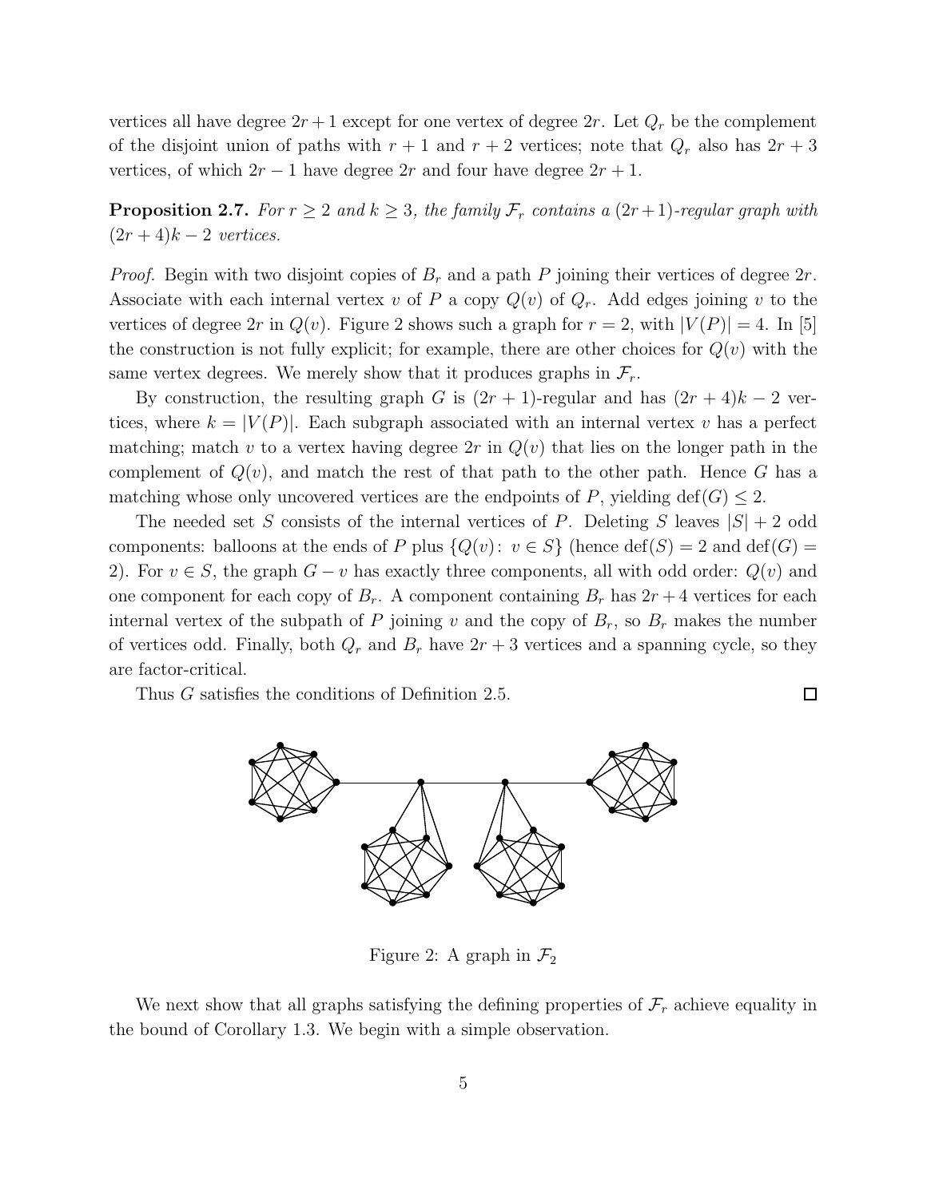vertices all have degree $2r+1$ except for one vertex of degree $2r$. Let $Q_r$ be the complement of the disjoint union of paths with $r+1$ and $r+2$ vertices; note that $Q_r$ also has $2r+3$ vertices, of which $2r-1$ have degree $2r$ and four have degree $2r+1$.

**Proposition 2.7.** *For $r \geq 2$ and $k \geq 3$, the family $\mathcal{F}_r$ contains a $(2r+1)$-regular graph with $(2r+4)k-2$ vertices.*

*Proof.* Begin with two disjoint copies of $B_r$ and a path $P$ joining their vertices of degree $2r$. Associate with each internal vertex $v$ of $P$ a copy $Q(v)$ of $Q_r$. Add edges joining $v$ to the vertices of degree $2r$ in $Q(v)$. Figure 2 shows such a graph for $r=2$, with $|V(P)|=4$. In [5] the construction is not fully explicit; for example, there are other choices for $Q(v)$ with the same vertex degrees. We merely show that it produces graphs in $\mathcal{F}_r$.

By construction, the resulting graph $G$ is $(2r+1)$-regular and has $(2r+4)k-2$ vertices, where $k=|V(P)|$. Each subgraph associated with an internal vertex $v$ has a perfect matching; match $v$ to a vertex having degree $2r$ in $Q(v)$ that lies on the longer path in the complement of $Q(v)$, and match the rest of that path to the other path. Hence $G$ has a matching whose only uncovered vertices are the endpoints of $P$, yielding $\mathrm{def}(G) \leq 2$.

The needed set $S$ consists of the internal vertices of $P$. Deleting $S$ leaves $|S|+2$ odd components: balloons at the ends of $P$ plus $\{Q(v)\colon\ v \in S\}$ (hence $\mathrm{def}(S)=2$ and $\mathrm{def}(G)=2$). For $v \in S$, the graph $G-v$ has exactly three components, all with odd order: $Q(v)$ and one component for each copy of $B_r$. A component containing $B_r$ has $2r+4$ vertices for each internal vertex of the subpath of $P$ joining $v$ and the copy of $B_r$, so $B_r$ makes the number of vertices odd. Finally, both $Q_r$ and $B_r$ have $2r+3$ vertices and a spanning cycle, so they are factor-critical.

Thus $G$ satisfies the conditions of Definition 2.5. $\square$

Figure 2: A graph in $\mathcal{F}_2$

We next show that all graphs satisfying the defining properties of $\mathcal{F}_r$ achieve equality in the bound of Corollary 1.3. We begin with a simple observation.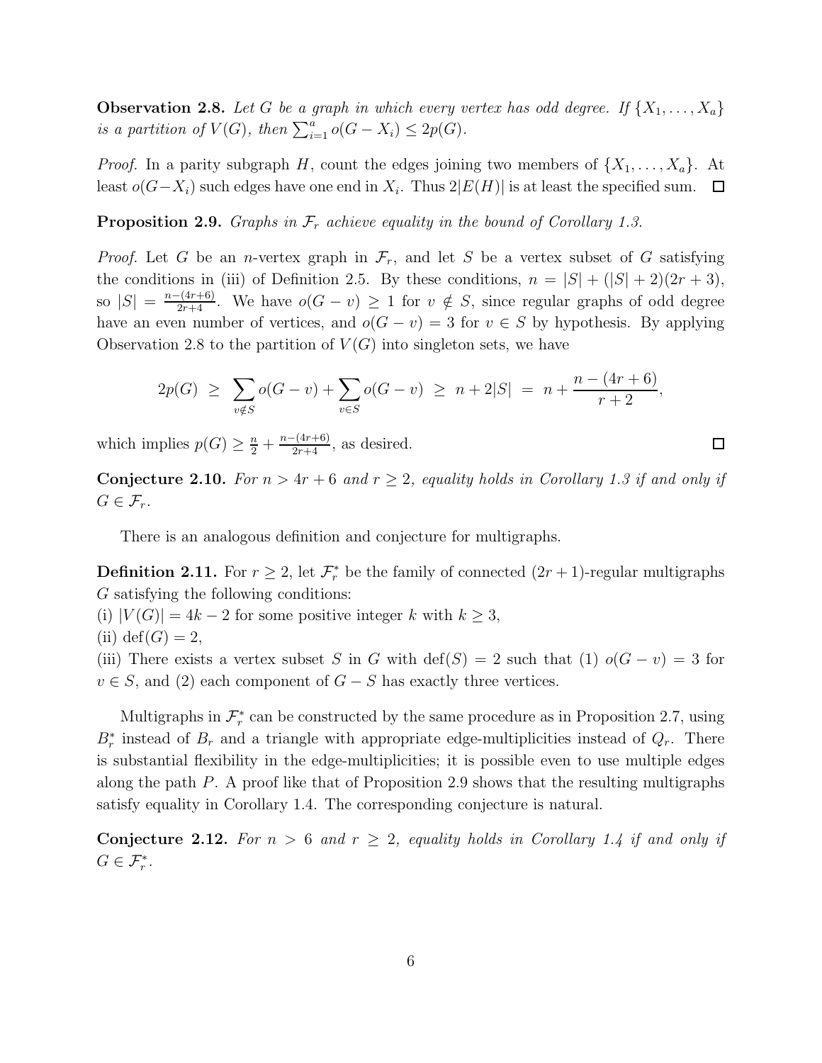**Observation 2.8.** *Let $G$ be a graph in which every vertex has odd degree. If $\{X_1, \ldots, X_a\}$ is a partition of $V(G)$, then $\sum_{i=1}^{a} o(G - X_i) \le 2p(G)$.*

*Proof.* In a parity subgraph $H$, count the edges joining two members of $\{X_1, \ldots, X_a\}$. At least $o(G - X_i)$ such edges have one end in $X_i$. Thus $2|E(H)|$ is at least the specified sum. $\square$

**Proposition 2.9.** *Graphs in $\mathcal{F}_r$ achieve equality in the bound of Corollary 1.3.*

*Proof.* Let $G$ be an $n$-vertex graph in $\mathcal{F}_r$, and let $S$ be a vertex subset of $G$ satisfying the conditions in (iii) of Definition 2.5. By these conditions, $n = |S| + (|S| + 2)(2r + 3)$, so $|S| = \frac{n-(4r+6)}{2r+4}$. We have $o(G - v) \ge 1$ for $v \notin S$, since regular graphs of odd degree have an even number of vertices, and $o(G - v) = 3$ for $v \in S$ by hypothesis. By applying Observation 2.8 to the partition of $V(G)$ into singleton sets, we have

$$2p(G) \ \ge \ \sum_{v \notin S} o(G - v) + \sum_{v \in S} o(G - v) \ \ge \ n + 2|S| \ = \ n + \frac{n - (4r + 6)}{r + 2},$$

which implies $p(G) \ge \frac{n}{2} + \frac{n-(4r+6)}{2r+4}$, as desired. $\square$

**Conjecture 2.10.** *For $n > 4r + 6$ and $r \ge 2$, equality holds in Corollary 1.3 if and only if $G \in \mathcal{F}_r$.*

There is an analogous definition and conjecture for multigraphs.

**Definition 2.11.** For $r \ge 2$, let $\mathcal{F}_r^*$ be the family of connected $(2r + 1)$-regular multigraphs $G$ satisfying the following conditions:
(i) $|V(G)| = 4k - 2$ for some positive integer $k$ with $k \ge 3$,
(ii) $\mathrm{def}(G) = 2$,
(iii) There exists a vertex subset $S$ in $G$ with $\mathrm{def}(S) = 2$ such that (1) $o(G - v) = 3$ for $v \in S$, and (2) each component of $G - S$ has exactly three vertices.

Multigraphs in $\mathcal{F}_r^*$ can be constructed by the same procedure as in Proposition 2.7, using $B_r^*$ instead of $B_r$ and a triangle with appropriate edge-multiplicities instead of $Q_r$. There is substantial flexibility in the edge-multiplicities; it is possible even to use multiple edges along the path $P$. A proof like that of Proposition 2.9 shows that the resulting multigraphs satisfy equality in Corollary 1.4. The corresponding conjecture is natural.

**Conjecture 2.12.** *For $n > 6$ and $r \ge 2$, equality holds in Corollary 1.4 if and only if $G \in \mathcal{F}_r^*$.*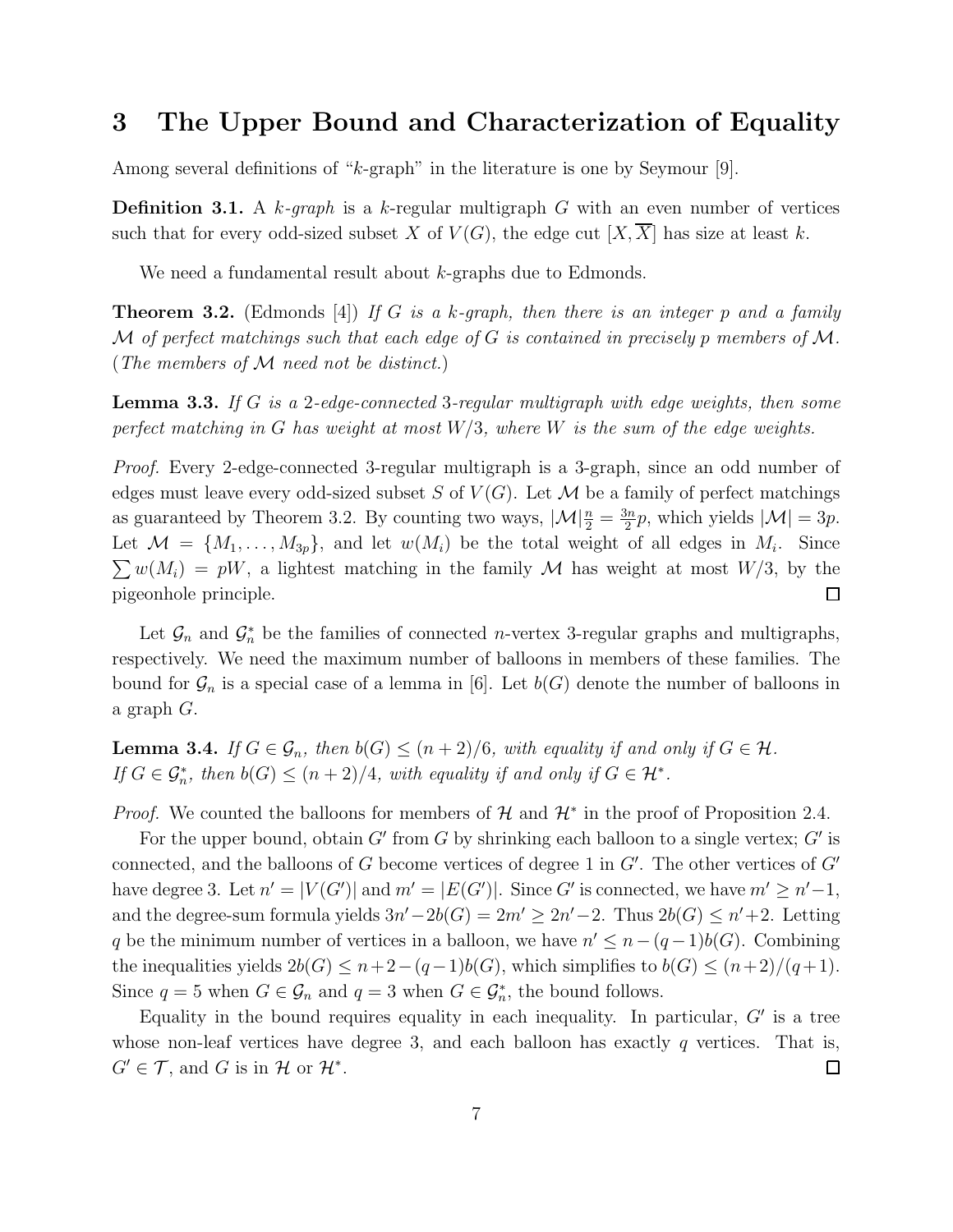## 3 The Upper Bound and Characterization of Equality

Among several definitions of "$k$-graph" in the literature is one by Seymour [9].

**Definition 3.1.** A *$k$-graph* is a $k$-regular multigraph $G$ with an even number of vertices such that for every odd-sized subset $X$ of $V(G)$, the edge cut $[X, \overline{X}]$ has size at least $k$.

We need a fundamental result about $k$-graphs due to Edmonds.

**Theorem 3.2.** (Edmonds [4]) *If $G$ is a $k$-graph, then there is an integer $p$ and a family $\mathcal{M}$ of perfect matchings such that each edge of $G$ is contained in precisely $p$ members of $\mathcal{M}$. (The members of $\mathcal{M}$ need not be distinct.)*

**Lemma 3.3.** *If $G$ is a 2-edge-connected 3-regular multigraph with edge weights, then some perfect matching in $G$ has weight at most $W/3$, where $W$ is the sum of the edge weights.*

*Proof.* Every 2-edge-connected 3-regular multigraph is a 3-graph, since an odd number of edges must leave every odd-sized subset $S$ of $V(G)$. Let $\mathcal{M}$ be a family of perfect matchings as guaranteed by Theorem 3.2. By counting two ways, $|\mathcal{M}|\frac{n}{2} = \frac{3n}{2}p$, which yields $|\mathcal{M}| = 3p$. Let $\mathcal{M} = \{M_1, \ldots, M_{3p}\}$, and let $w(M_i)$ be the total weight of all edges in $M_i$. Since $\sum w(M_i) = pW$, a lightest matching in the family $\mathcal{M}$ has weight at most $W/3$, by the pigeonhole principle. $\square$

Let $\mathcal{G}_n$ and $\mathcal{G}_n^*$ be the families of connected $n$-vertex 3-regular graphs and multigraphs, respectively. We need the maximum number of balloons in members of these families. The bound for $\mathcal{G}_n$ is a special case of a lemma in [6]. Let $b(G)$ denote the number of balloons in a graph $G$.

**Lemma 3.4.** *If $G \in \mathcal{G}_n$, then $b(G) \leq (n+2)/6$, with equality if and only if $G \in \mathcal{H}$. If $G \in \mathcal{G}_n^*$, then $b(G) \leq (n+2)/4$, with equality if and only if $G \in \mathcal{H}^*$.*

*Proof.* We counted the balloons for members of $\mathcal{H}$ and $\mathcal{H}^*$ in the proof of Proposition 2.4.

For the upper bound, obtain $G'$ from $G$ by shrinking each balloon to a single vertex; $G'$ is connected, and the balloons of $G$ become vertices of degree 1 in $G'$. The other vertices of $G'$ have degree 3. Let $n' = |V(G')|$ and $m' = |E(G')|$. Since $G'$ is connected, we have $m' \geq n' - 1$, and the degree-sum formula yields $3n' - 2b(G) = 2m' \geq 2n' - 2$. Thus $2b(G) \leq n' + 2$. Letting $q$ be the minimum number of vertices in a balloon, we have $n' \leq n - (q-1)b(G)$. Combining the inequalities yields $2b(G) \leq n + 2 - (q-1)b(G)$, which simplifies to $b(G) \leq (n+2)/(q+1)$. Since $q = 5$ when $G \in \mathcal{G}_n$ and $q = 3$ when $G \in \mathcal{G}_n^*$, the bound follows.

Equality in the bound requires equality in each inequality. In particular, $G'$ is a tree whose non-leaf vertices have degree 3, and each balloon has exactly $q$ vertices. That is, $G' \in \mathcal{T}$, and $G$ is in $\mathcal{H}$ or $\mathcal{H}^*$. $\square$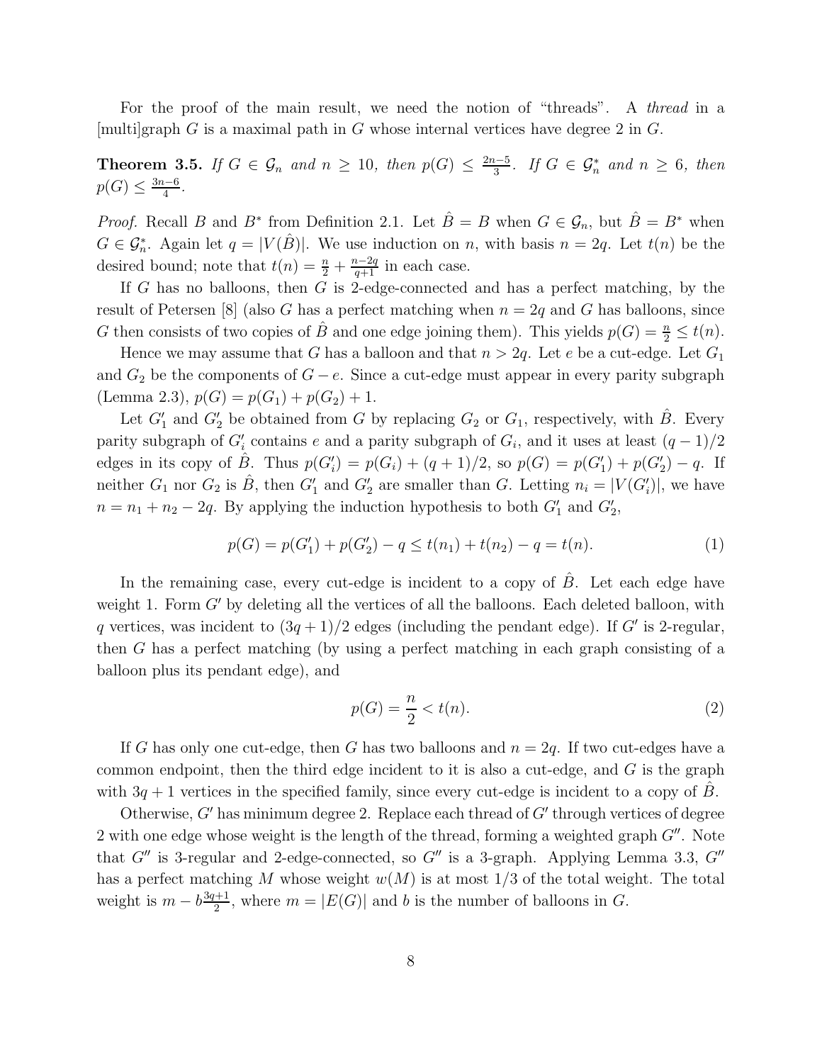For the proof of the main result, we need the notion of "threads". A *thread* in a [multi]graph $G$ is a maximal path in $G$ whose internal vertices have degree 2 in $G$.

**Theorem 3.5.** *If $G \in \mathcal{G}_n$ and $n \geq 10$, then $p(G) \leq \frac{2n-5}{3}$. If $G \in \mathcal{G}_n^*$ and $n \geq 6$, then $p(G) \leq \frac{3n-6}{4}$.*

*Proof.* Recall $B$ and $B^*$ from Definition 2.1. Let $\hat{B} = B$ when $G \in \mathcal{G}_n$, but $\hat{B} = B^*$ when $G \in \mathcal{G}_n^*$. Again let $q = |V(\hat{B})|$. We use induction on $n$, with basis $n = 2q$. Let $t(n)$ be the desired bound; note that $t(n) = \frac{n}{2} + \frac{n-2q}{q+1}$ in each case.

If $G$ has no balloons, then $G$ is 2-edge-connected and has a perfect matching, by the result of Petersen [8] (also $G$ has a perfect matching when $n = 2q$ and $G$ has balloons, since $G$ then consists of two copies of $\hat{B}$ and one edge joining them). This yields $p(G) = \frac{n}{2} \leq t(n)$.

Hence we may assume that $G$ has a balloon and that $n > 2q$. Let $e$ be a cut-edge. Let $G_1$ and $G_2$ be the components of $G - e$. Since a cut-edge must appear in every parity subgraph (Lemma 2.3), $p(G) = p(G_1) + p(G_2) + 1$.

Let $G_1'$ and $G_2'$ be obtained from $G$ by replacing $G_2$ or $G_1$, respectively, with $\hat{B}$. Every parity subgraph of $G_i'$ contains $e$ and a parity subgraph of $G_i$, and it uses at least $(q-1)/2$ edges in its copy of $\hat{B}$. Thus $p(G_i') = p(G_i) + (q+1)/2$, so $p(G) = p(G_1') + p(G_2') - q$. If neither $G_1$ nor $G_2$ is $\hat{B}$, then $G_1'$ and $G_2'$ are smaller than $G$. Letting $n_i = |V(G_i')|$, we have $n = n_1 + n_2 - 2q$. By applying the induction hypothesis to both $G_1'$ and $G_2'$,

$$p(G) = p(G_1') + p(G_2') - q \leq t(n_1) + t(n_2) - q = t(n). \tag{1}$$

In the remaining case, every cut-edge is incident to a copy of $\hat{B}$. Let each edge have weight 1. Form $G'$ by deleting all the vertices of all the balloons. Each deleted balloon, with $q$ vertices, was incident to $(3q+1)/2$ edges (including the pendant edge). If $G'$ is 2-regular, then $G$ has a perfect matching (by using a perfect matching in each graph consisting of a balloon plus its pendant edge), and

$$p(G) = \frac{n}{2} < t(n). \tag{2}$$

If $G$ has only one cut-edge, then $G$ has two balloons and $n = 2q$. If two cut-edges have a common endpoint, then the third edge incident to it is also a cut-edge, and $G$ is the graph with $3q + 1$ vertices in the specified family, since every cut-edge is incident to a copy of $\hat{B}$.

Otherwise, $G'$ has minimum degree 2. Replace each thread of $G'$ through vertices of degree 2 with one edge whose weight is the length of the thread, forming a weighted graph $G''$. Note that $G''$ is 3-regular and 2-edge-connected, so $G''$ is a 3-graph. Applying Lemma 3.3, $G''$ has a perfect matching $M$ whose weight $w(M)$ is at most 1/3 of the total weight. The total weight is $m - b\frac{3q+1}{2}$, where $m = |E(G)|$ and $b$ is the number of balloons in $G$.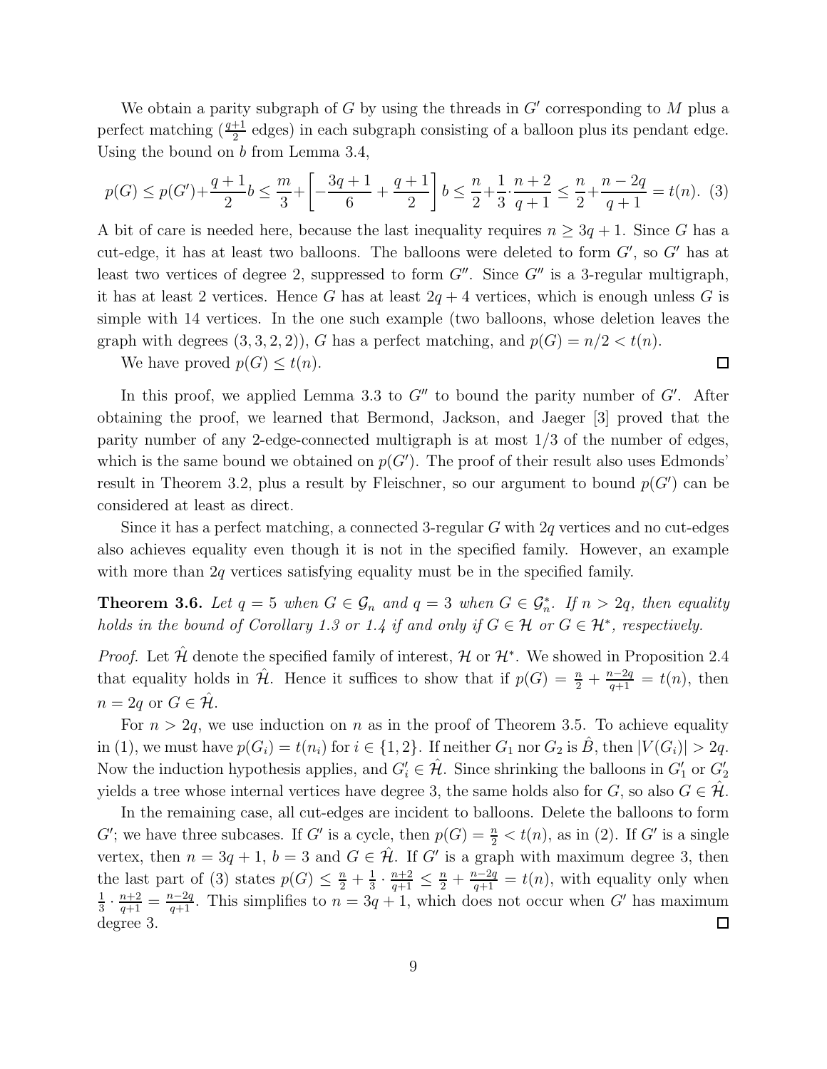We obtain a parity subgraph of $G$ by using the threads in $G'$ corresponding to $M$ plus a perfect matching ($\frac{q+1}{2}$ edges) in each subgraph consisting of a balloon plus its pendant edge. Using the bound on $b$ from Lemma 3.4,

$$p(G) \le p(G') + \frac{q+1}{2}b \le \frac{m}{3} + \left[-\frac{3q+1}{6} + \frac{q+1}{2}\right] b \le \frac{n}{2} + \frac{1}{3}\cdot\frac{n+2}{q+1} \le \frac{n}{2} + \frac{n-2q}{q+1} = t(n). \quad (3)$$

A bit of care is needed here, because the last inequality requires $n \ge 3q+1$. Since $G$ has a cut-edge, it has at least two balloons. The balloons were deleted to form $G'$, so $G'$ has at least two vertices of degree 2, suppressed to form $G''$. Since $G''$ is a 3-regular multigraph, it has at least 2 vertices. Hence $G$ has at least $2q+4$ vertices, which is enough unless $G$ is simple with 14 vertices. In the one such example (two balloons, whose deletion leaves the graph with degrees $(3,3,2,2)$), $G$ has a perfect matching, and $p(G) = n/2 < t(n)$.

We have proved $p(G) \le t(n)$. $\square$

In this proof, we applied Lemma 3.3 to $G''$ to bound the parity number of $G'$. After obtaining the proof, we learned that Bermond, Jackson, and Jaeger [3] proved that the parity number of any 2-edge-connected multigraph is at most $1/3$ of the number of edges, which is the same bound we obtained on $p(G')$. The proof of their result also uses Edmonds' result in Theorem 3.2, plus a result by Fleischner, so our argument to bound $p(G')$ can be considered at least as direct.

Since it has a perfect matching, a connected 3-regular $G$ with $2q$ vertices and no cut-edges also achieves equality even though it is not in the specified family. However, an example with more than $2q$ vertices satisfying equality must be in the specified family.

**Theorem 3.6.** *Let $q = 5$ when $G \in \mathcal{G}_n$ and $q = 3$ when $G \in \mathcal{G}_n^*$. If $n > 2q$, then equality holds in the bound of Corollary 1.3 or 1.4 if and only if $G \in \mathcal{H}$ or $G \in \mathcal{H}^*$, respectively.*

*Proof.* Let $\hat{\mathcal{H}}$ denote the specified family of interest, $\mathcal{H}$ or $\mathcal{H}^*$. We showed in Proposition 2.4 that equality holds in $\hat{\mathcal{H}}$. Hence it suffices to show that if $p(G) = \frac{n}{2} + \frac{n-2q}{q+1} = t(n)$, then $n = 2q$ or $G \in \hat{\mathcal{H}}$.

For $n > 2q$, we use induction on $n$ as in the proof of Theorem 3.5. To achieve equality in (1), we must have $p(G_i) = t(n_i)$ for $i \in \{1,2\}$. If neither $G_1$ nor $G_2$ is $\hat{B}$, then $|V(G_i)| > 2q$. Now the induction hypothesis applies, and $G_i' \in \hat{\mathcal{H}}$. Since shrinking the balloons in $G_1'$ or $G_2'$ yields a tree whose internal vertices have degree 3, the same holds also for $G$, so also $G \in \hat{\mathcal{H}}$.

In the remaining case, all cut-edges are incident to balloons. Delete the balloons to form $G'$; we have three subcases. If $G'$ is a cycle, then $p(G) = \frac{n}{2} < t(n)$, as in (2). If $G'$ is a single vertex, then $n = 3q+1$, $b = 3$ and $G \in \hat{\mathcal{H}}$. If $G'$ is a graph with maximum degree 3, then the last part of (3) states $p(G) \le \frac{n}{2} + \frac{1}{3}\cdot\frac{n+2}{q+1} \le \frac{n}{2} + \frac{n-2q}{q+1} = t(n)$, with equality only when $\frac{1}{3}\cdot\frac{n+2}{q+1} = \frac{n-2q}{q+1}$. This simplifies to $n = 3q+1$, which does not occur when $G'$ has maximum degree 3. $\square$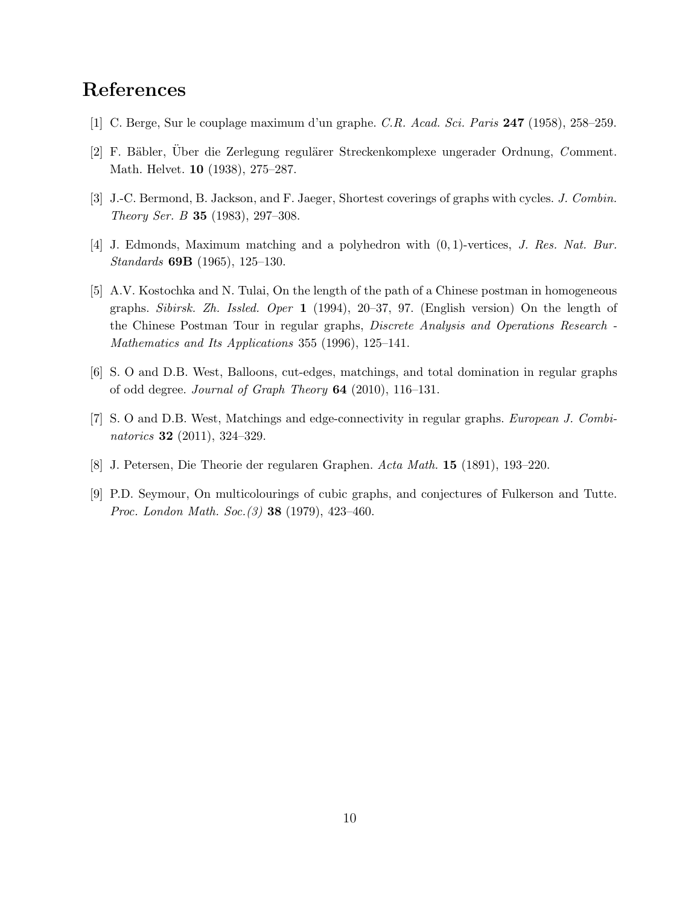# References

[1] C. Berge, Sur le couplage maximum d'un graphe. *C.R. Acad. Sci. Paris* **247** (1958), 258–259.

[2] F. Bäbler, Über die Zerlegung regulärer Streckenkomplexe ungerader Ordnung, *C*omment. Math. Helvet. **10** (1938), 275–287.

[3] J.-C. Bermond, B. Jackson, and F. Jaeger, Shortest coverings of graphs with cycles. *J. Combin. Theory Ser. B* **35** (1983), 297–308.

[4] J. Edmonds, Maximum matching and a polyhedron with $(0, 1)$-vertices, *J. Res. Nat. Bur. Standards* **69B** (1965), 125–130.

[5] A.V. Kostochka and N. Tulai, On the length of the path of a Chinese postman in homogeneous graphs. *Sibirsk. Zh. Issled. Oper* **1** (1994), 20–37, 97. (English version) On the length of the Chinese Postman Tour in regular graphs, *Discrete Analysis and Operations Research - Mathematics and Its Applications* 355 (1996), 125–141.

[6] S. O and D.B. West, Balloons, cut-edges, matchings, and total domination in regular graphs of odd degree. *Journal of Graph Theory* **64** (2010), 116–131.

[7] S. O and D.B. West, Matchings and edge-connectivity in regular graphs. *European J. Combinatorics* **32** (2011), 324–329.

[8] J. Petersen, Die Theorie der regularen Graphen. *Acta Math.* **15** (1891), 193–220.

[9] P.D. Seymour, On multicolourings of cubic graphs, and conjectures of Fulkerson and Tutte. *Proc. London Math. Soc.(3)* **38** (1979), 423–460.